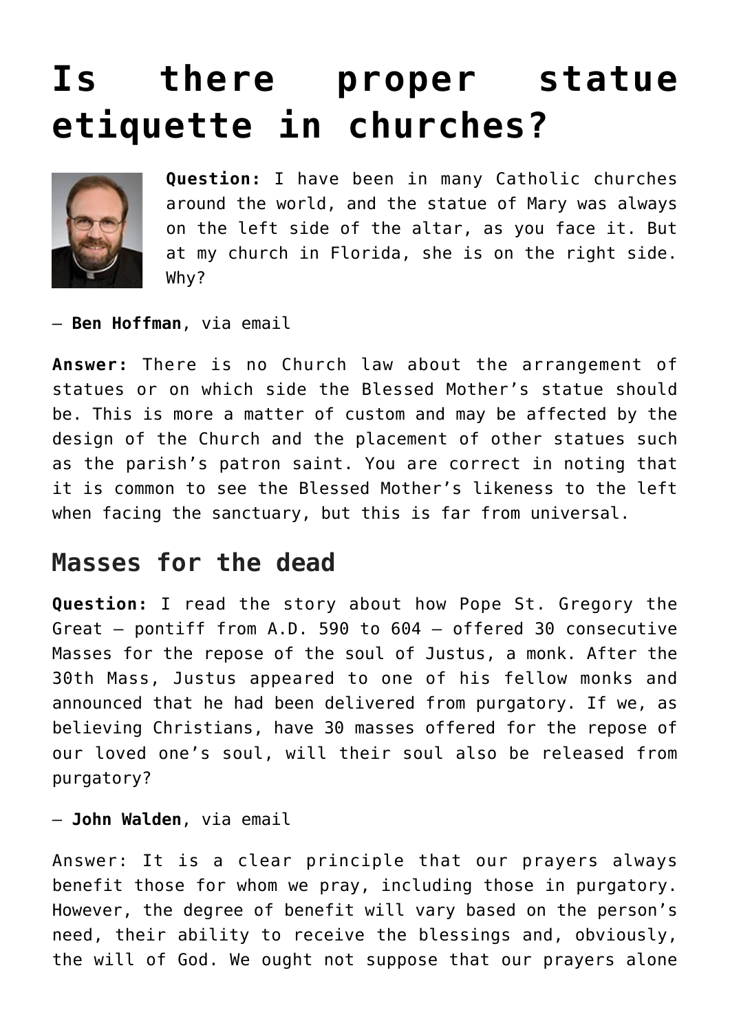# Is there proper statue etiquette in churches?

**Question:** I have been in many Catholic churches around the world, and the statue of Mary was always on the left side of the altar, as you face it. But at my church in Florida, she is on the right side. Why?

— **Ben Hoffman**, via email

**Answer:** There is no Church law about the arrangement of statues or on which side the Blessed Mother's statue should be. This is more a matter of custom and may be affected by the design of the Church and the placement of other statues such as the parish's patron saint. You are correct in noting that it is common to see the Blessed Mother's likeness to the left when facing the sanctuary, but this is far from universal.

## Masses for the dead

**Question:** I read the story about how Pope St. Gregory the Great — pontiff from A.D. 590 to 604 — offered 30 consecutive Masses for the repose of the soul of Justus, a monk. After the 30th Mass, Justus appeared to one of his fellow monks and announced that he had been delivered from purgatory. If we, as believing Christians, have 30 masses offered for the repose of our loved one's soul, will their soul also be released from purgatory?

— **John Walden**, via email

Answer: It is a clear principle that our prayers always benefit those for whom we pray, including those in purgatory. However, the degree of benefit will vary based on the person's need, their ability to receive the blessings and, obviously, the will of God. We ought not suppose that our prayers alone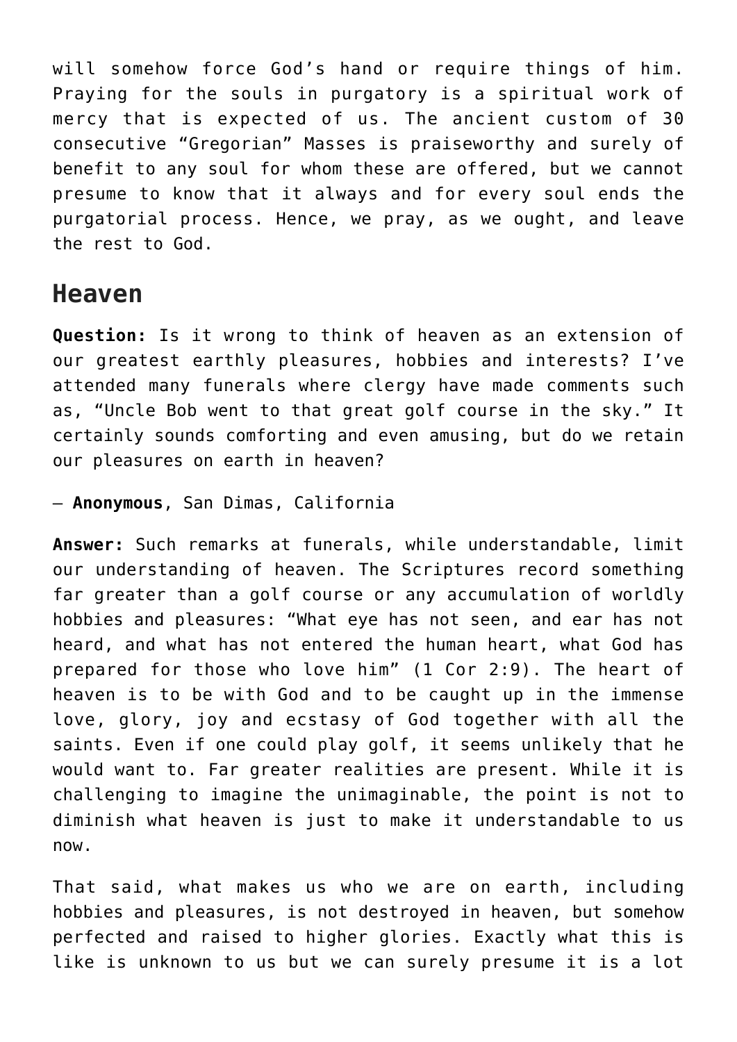will somehow force God's hand or require things of him. Praying for the souls in purgatory is a spiritual work of mercy that is expected of us. The ancient custom of 30 consecutive "Gregorian" Masses is praiseworthy and surely of benefit to any soul for whom these are offered, but we cannot presume to know that it always and for every soul ends the purgatorial process. Hence, we pray, as we ought, and leave the rest to God.

## Heaven

**Question:** Is it wrong to think of heaven as an extension of our greatest earthly pleasures, hobbies and interests? I've attended many funerals where clergy have made comments such as, "Uncle Bob went to that great golf course in the sky." It certainly sounds comforting and even amusing, but do we retain our pleasures on earth in heaven?

— **Anonymous**, San Dimas, California

**Answer:** Such remarks at funerals, while understandable, limit our understanding of heaven. The Scriptures record something far greater than a golf course or any accumulation of worldly hobbies and pleasures: "What eye has not seen, and ear has not heard, and what has not entered the human heart, what God has prepared for those who love him" (1 Cor 2:9). The heart of heaven is to be with God and to be caught up in the immense love, glory, joy and ecstasy of God together with all the saints. Even if one could play golf, it seems unlikely that he would want to. Far greater realities are present. While it is challenging to imagine the unimaginable, the point is not to diminish what heaven is just to make it understandable to us now.

That said, what makes us who we are on earth, including hobbies and pleasures, is not destroyed in heaven, but somehow perfected and raised to higher glories. Exactly what this is like is unknown to us but we can surely presume it is a lot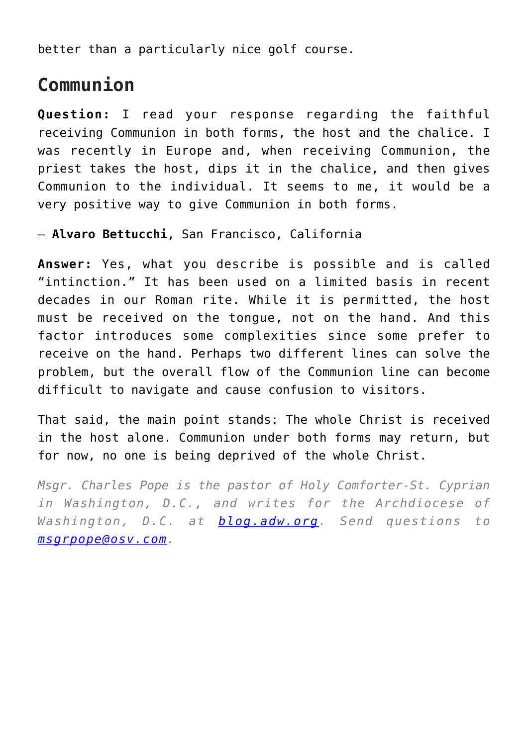better than a particularly nice golf course.

## Communion

**Question:** I read your response regarding the faithful receiving Communion in both forms, the host and the chalice. I was recently in Europe and, when receiving Communion, the priest takes the host, dips it in the chalice, and then gives Communion to the individual. It seems to me, it would be a very positive way to give Communion in both forms.

— **Alvaro Bettucchi**, San Francisco, California

**Answer:** Yes, what you describe is possible and is called "intinction." It has been used on a limited basis in recent decades in our Roman rite. While it is permitted, the host must be received on the tongue, not on the hand. And this factor introduces some complexities since some prefer to receive on the hand. Perhaps two different lines can solve the problem, but the overall flow of the Communion line can become difficult to navigate and cause confusion to visitors.

That said, the main point stands: The whole Christ is received in the host alone. Communion under both forms may return, but for now, no one is being deprived of the whole Christ.

*Msgr. Charles Pope is the pastor of Holy Comforter-St. Cyprian in Washington, D.C., and writes for the Archdiocese of Washington, D.C. at [blog.adw.org](http://blog.adw.org). Send questions to [msgrpope@osv.com](mailto:msgrpope@osv.com).*